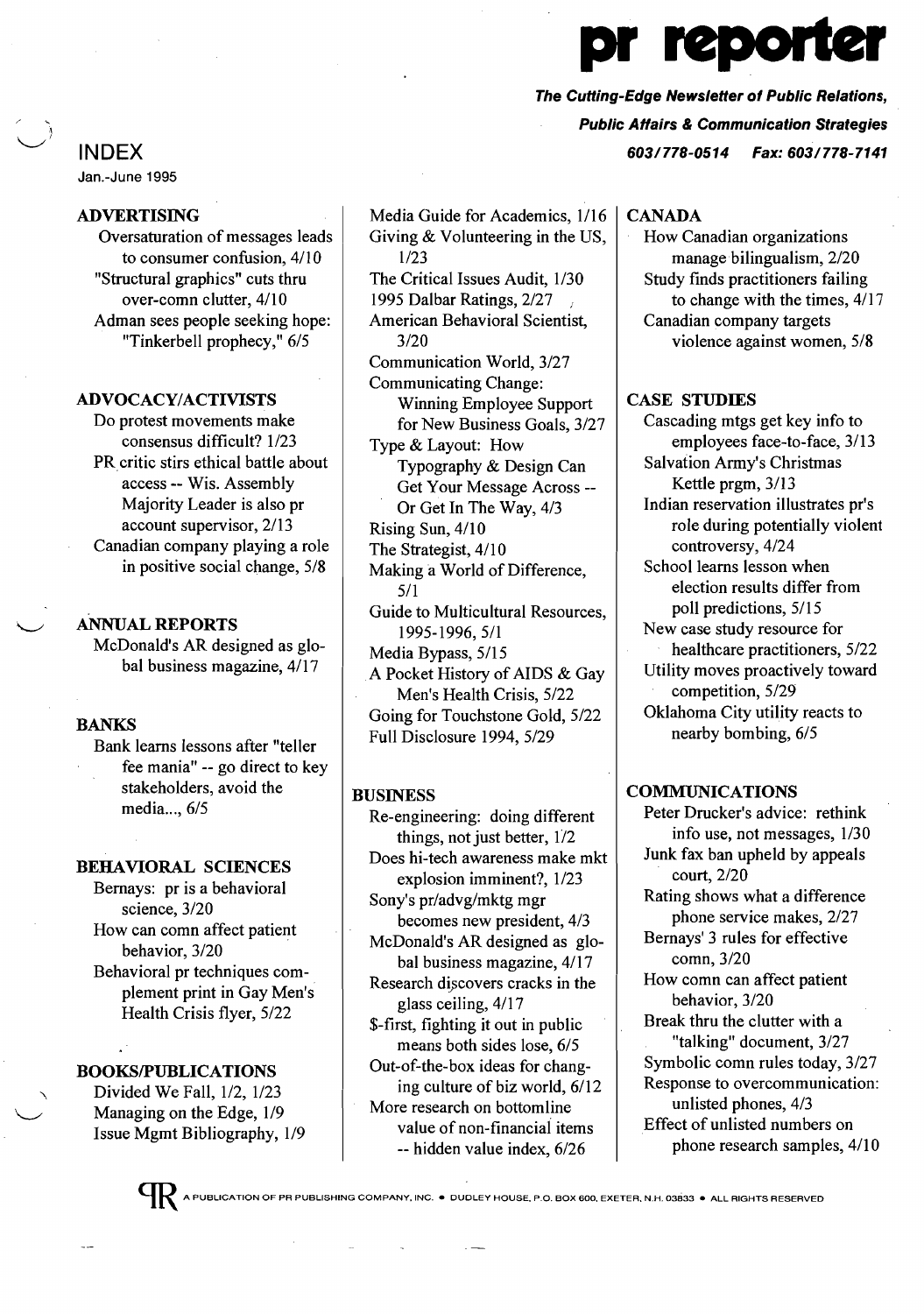# pr reporter

***The Cutting-Edge Newsletter of Public Relations, Public Affairs & Communication Strategies***

***603/778-0514 Fax: 603/778-7141***

## INDEX

Jan.-June 1995

### ADVERTISING

- Oversaturation of messages leads to consumer confusion, 4/10
- "Structural graphics" cuts thru over-comn clutter, 4/10
- Adman sees people seeking hope: "Tinkerbell prophecy," 6/5

### ADVOCACY/ACTIVISTS

- Do protest movements make consensus difficult? 1/23
- PR critic stirs ethical battle about access -- Wis. Assembly Majority Leader is also pr account supervisor, 2/13
- Canadian company playing a role in positive social change, 5/8

### ANNUAL REPORTS

- McDonald's AR designed as global business magazine, 4/17

### BANKS

- Bank learns lessons after "teller fee mania" -- go direct to key stakeholders, avoid the media..., 6/5

### BEHAVIORAL SCIENCES

- Bernays: pr is a behavioral science, 3/20
- How can comn affect patient behavior, 3/20
- Behavioral pr techniques complement print in Gay Men's Health Crisis flyer, 5/22

### BOOKS/PUBLICATIONS

- Divided We Fall, 1/2, 1/23
- Managing on the Edge, 1/9
- Issue Mgmt Bibliography, 1/9
- Media Guide for Academics, 1/16
- Giving & Volunteering in the US, 1/23
- The Critical Issues Audit, 1/30
- 1995 Dalbar Ratings, 2/27
- American Behavioral Scientist, 3/20
- Communication World, 3/27
- Communicating Change: Winning Employee Support for New Business Goals, 3/27
- Type & Layout: How Typography & Design Can Get Your Message Across -- Or Get In The Way, 4/3
- Rising Sun, 4/10
- The Strategist, 4/10
- Making a World of Difference, 5/1
- Guide to Multicultural Resources, 1995-1996, 5/1
- Media Bypass, 5/15
- A Pocket History of AIDS & Gay Men's Health Crisis, 5/22
- Going for Touchstone Gold, 5/22
- Full Disclosure 1994, 5/29

### BUSINESS

- Re-engineering: doing different things, not just better, 1/2
- Does hi-tech awareness make mkt explosion imminent?, 1/23
- Sony's pr/advg/mktg mgr becomes new president, 4/3
- McDonald's AR designed as global business magazine, 4/17
- Research discovers cracks in the glass ceiling, 4/17
- $-first, fighting it out in public means both sides lose, 6/5
- Out-of-the-box ideas for changing culture of biz world, 6/12
- More research on bottomline value of non-financial items -- hidden value index, 6/26

### CANADA

- How Canadian organizations manage bilingualism, 2/20
- Study finds practitioners failing to change with the times, 4/17
- Canadian company targets violence against women, 5/8

### CASE STUDIES

- Cascading mtgs get key info to employees face-to-face, 3/13
- Salvation Army's Christmas Kettle prgm, 3/13
- Indian reservation illustrates pr's role during potentially violent controversy, 4/24
- School learns lesson when election results differ from poll predictions, 5/15
- New case study resource for healthcare practitioners, 5/22
- Utility moves proactively toward competition, 5/29
- Oklahoma City utility reacts to nearby bombing, 6/5

### COMMUNICATIONS

- Peter Drucker's advice: rethink info use, not messages, 1/30
- Junk fax ban upheld by appeals court, 2/20
- Rating shows what a difference phone service makes, 2/27
- Bernays' 3 rules for effective comn, 3/20
- How comn can affect patient behavior, 3/20
- Break thru the clutter with a "talking" document, 3/27
- Symbolic comn rules today, 3/27
- Response to overcommunication: unlisted phones, 4/3
- Effect of unlisted numbers on phone research samples, 4/10

A PUBLICATION OF PR PUBLISHING COMPANY, INC. • DUDLEY HOUSE, P.O. BOX 600, EXETER, N.H. 03833 • ALL RIGHTS RESERVED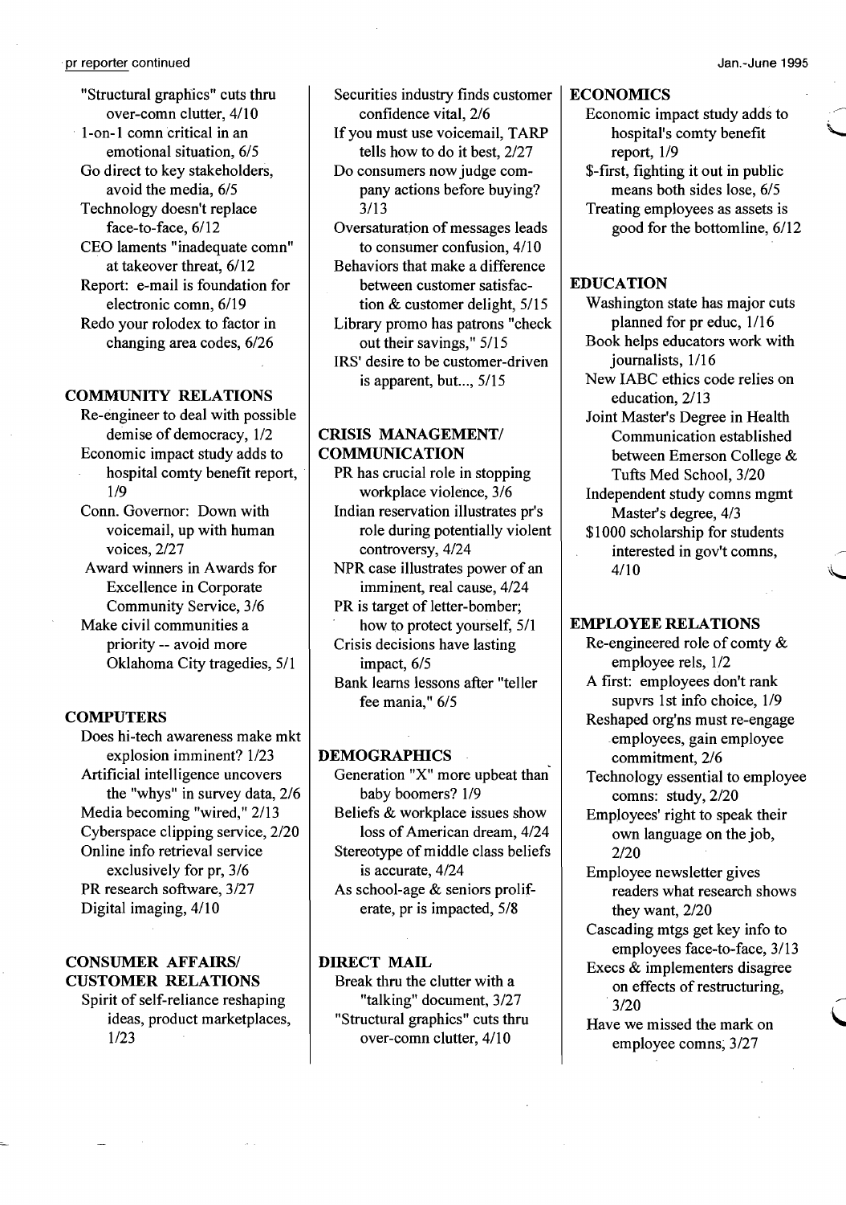"Structural graphics" cuts thru over-comn clutter, 4/10

1-on-1 comn critical in an emotional situation, 6/5

Go direct to key stakeholders, avoid the media, 6/5

Technology doesn't replace face-to-face, 6/12

CEO laments "inadequate comn" at takeover threat, 6/12

Report: e-mail is foundation for electronic comn, 6/19

Redo your rolodex to factor in changing area codes, 6/26

**COMMUNITY RELATIONS**

Re-engineer to deal with possible demise of democracy, 1/2

Economic impact study adds to hospital comty benefit report, 1/9

Conn. Governor: Down with voicemail, up with human voices, 2/27

Award winners in Awards for Excellence in Corporate Community Service, 3/6

Make civil communities a priority -- avoid more Oklahoma City tragedies, 5/1

**COMPUTERS**

Does hi-tech awareness make mkt explosion imminent? 1/23

Artificial intelligence uncovers the "whys" in survey data, 2/6

Media becoming "wired," 2/13

Cyberspace clipping service, 2/20

Online info retrieval service exclusively for pr, 3/6

PR research software, 3/27

Digital imaging, 4/10

**CONSUMER AFFAIRS/ CUSTOMER RELATIONS**

Spirit of self-reliance reshaping ideas, product marketplaces, 1/23

Securities industry finds customer confidence vital, 2/6

If you must use voicemail, TARP tells how to do it best, 2/27

Do consumers now judge company actions before buying? 3/13

Oversaturation of messages leads to consumer confusion, 4/10

Behaviors that make a difference between customer satisfaction & customer delight, 5/15

Library promo has patrons "check out their savings," 5/15

IRS' desire to be customer-driven is apparent, but..., 5/15

**CRISIS MANAGEMENT/ COMMUNICATION**

PR has crucial role in stopping workplace violence, 3/6

Indian reservation illustrates pr's role during potentially violent controversy, 4/24

NPR case illustrates power of an imminent, real cause, 4/24

PR is target of letter-bomber; how to protect yourself, 5/1

Crisis decisions have lasting impact, 6/5

Bank learns lessons after "teller fee mania," 6/5

**DEMOGRAPHICS**

Generation "X" more upbeat than baby boomers? 1/9

Beliefs & workplace issues show loss of American dream, 4/24

Stereotype of middle class beliefs is accurate, 4/24

As school-age & seniors proliferate, pr is impacted, 5/8

**DIRECT MAIL**

Break thru the clutter with a "talking" document, 3/27

"Structural graphics" cuts thru over-comn clutter, 4/10

**ECONOMICS**

Economic impact study adds to hospital's comty benefit report, 1/9

$-first, fighting it out in public means both sides lose, 6/5

Treating employees as assets is good for the bottomline, 6/12

**EDUCATION**

Washington state has major cuts planned for pr educ, 1/16

Book helps educators work with journalists, 1/16

New IABC ethics code relies on education, 2/13

Joint Master's Degree in Health Communication established between Emerson College & Tufts Med School, 3/20

Independent study comns mgmt Master's degree, 4/3

$1000 scholarship for students interested in gov't comns, 4/10

**EMPLOYEE RELATIONS**

Re-engineered role of comty & employee rels, 1/2

A first: employees don't rank supvrs 1st info choice, 1/9

Reshaped org'ns must re-engage employees, gain employee commitment, 2/6

Technology essential to employee comns: study, 2/20

Employees' right to speak their own language on the job, 2/20

Employee newsletter gives readers what research shows they want, 2/20

Cascading mtgs get key info to employees face-to-face, 3/13

Execs & implementers disagree on effects of restructuring, 3/20

Have we missed the mark on employee comns, 3/27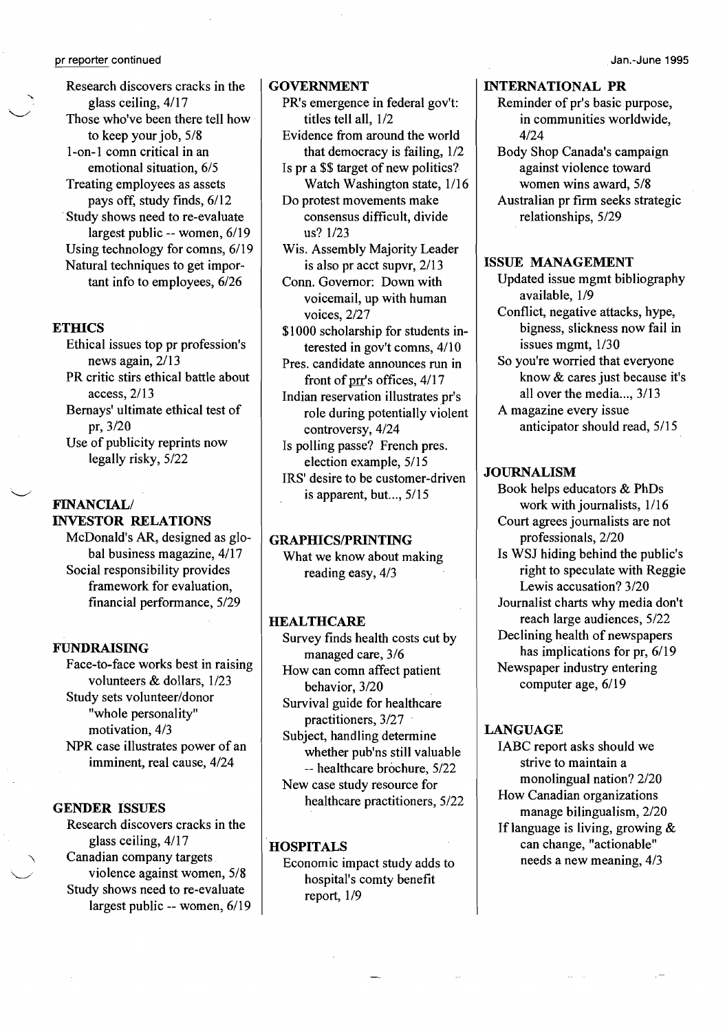Research discovers cracks in the glass ceiling, 4/17
Those who've been there tell how to keep your job, 5/8
1-on-1 comn critical in an emotional situation, 6/5
Treating employees as assets pays off, study finds, 6/12
Study shows need to re-evaluate largest public -- women, 6/19
Using technology for comns, 6/19
Natural techniques to get important info to employees, 6/26

## ETHICS

Ethical issues top pr profession's news again, 2/13
PR critic stirs ethical battle about access, 2/13
Bernays' ultimate ethical test of pr, 3/20
Use of publicity reprints now legally risky, 5/22

## FINANCIAL/ INVESTOR RELATIONS

McDonald's AR, designed as global business magazine, 4/17
Social responsibility provides framework for evaluation, financial performance, 5/29

## FUNDRAISING

Face-to-face works best in raising volunteers & dollars, 1/23
Study sets volunteer/donor "whole personality" motivation, 4/3
NPR case illustrates power of an imminent, real cause, 4/24

## GENDER ISSUES

Research discovers cracks in the glass ceiling, 4/17
Canadian company targets violence against women, 5/8
Study shows need to re-evaluate largest public -- women, 6/19

## GOVERNMENT

PR's emergence in federal gov't: titles tell all, 1/2
Evidence from around the world that democracy is failing, 1/2
Is pr a $$ target of new politics? Watch Washington state, 1/16
Do protest movements make consensus difficult, divide us? 1/23
Wis. Assembly Majority Leader is also pr acct supvr, 2/13
Conn. Governor: Down with voicemail, up with human voices, 2/27
$1000 scholarship for students interested in gov't comns, 4/10
Pres. candidate announces run in front of prr's offices, 4/17
Indian reservation illustrates pr's role during potentially violent controversy, 4/24
Is polling passe? French pres. election example, 5/15
IRS' desire to be customer-driven is apparent, but..., 5/15

## GRAPHICS/PRINTING

What we know about making reading easy, 4/3

## HEALTHCARE

Survey finds health costs cut by managed care, 3/6
How can comn affect patient behavior, 3/20
Survival guide for healthcare practitioners, 3/27
Subject, handling determine whether pub'ns still valuable -- healthcare brochure, 5/22
New case study resource for healthcare practitioners, 5/22

## HOSPITALS

Economic impact study adds to hospital's comty benefit report, 1/9

## INTERNATIONAL PR

Reminder of pr's basic purpose, in communities worldwide, 4/24
Body Shop Canada's campaign against violence toward women wins award, 5/8
Australian pr firm seeks strategic relationships, 5/29

## ISSUE MANAGEMENT

Updated issue mgmt bibliography available, 1/9
Conflict, negative attacks, hype, bigness, slickness now fail in issues mgmt, 1/30
So you're worried that everyone know & cares just because it's all over the media..., 3/13
A magazine every issue anticipator should read, 5/15

## JOURNALISM

Book helps educators & PhDs work with journalists, 1/16
Court agrees journalists are not professionals, 2/20
Is WSJ hiding behind the public's right to speculate with Reggie Lewis accusation? 3/20
Journalist charts why media don't reach large audiences, 5/22
Declining health of newspapers has implications for pr, 6/19
Newspaper industry entering computer age, 6/19

## LANGUAGE

IABC report asks should we strive to maintain a monolingual nation? 2/20
How Canadian organizations manage bilingualism, 2/20
If language is living, growing & can change, "actionable" needs a new meaning, 4/3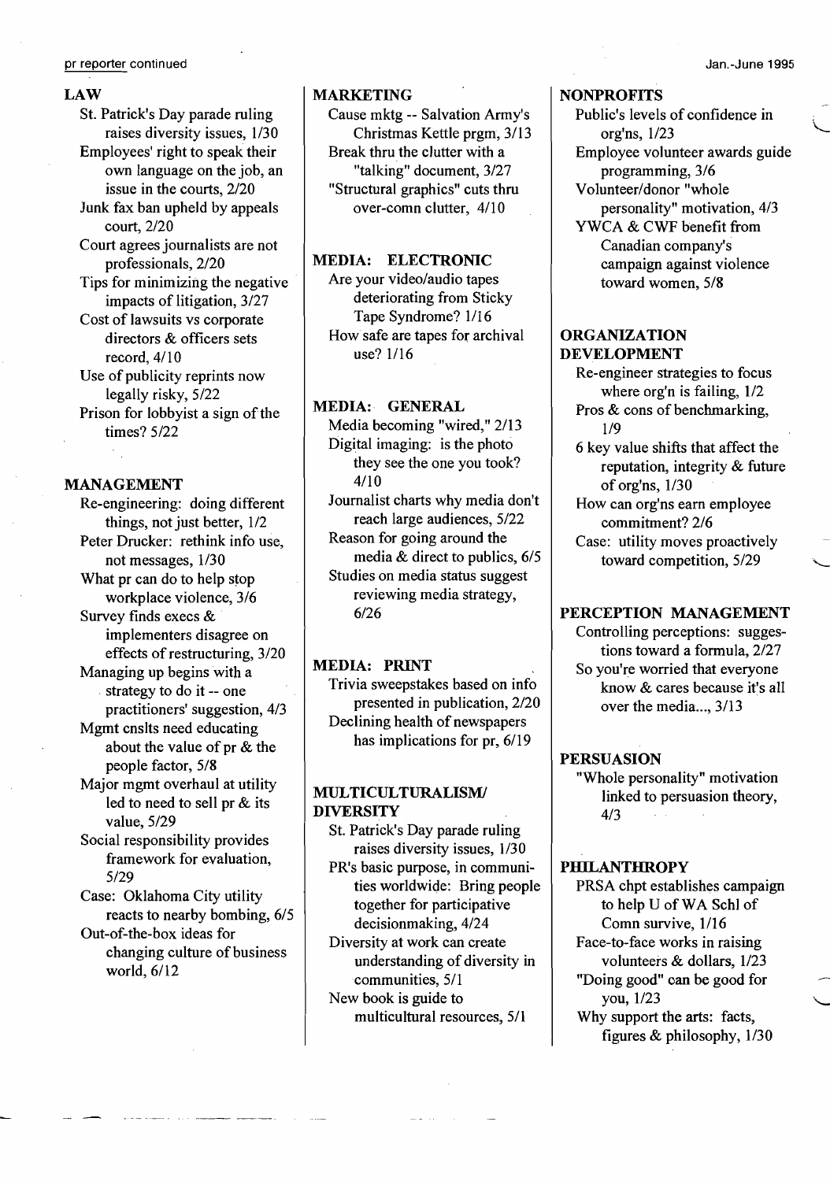## LAW

- St. Patrick's Day parade ruling raises diversity issues, 1/30
- Employees' right to speak their own language on the job, an issue in the courts, 2/20
- Junk fax ban upheld by appeals court, 2/20
- Court agrees journalists are not professionals, 2/20
- Tips for minimizing the negative impacts of litigation, 3/27
- Cost of lawsuits vs corporate directors & officers sets record, 4/10
- Use of publicity reprints now legally risky, 5/22
- Prison for lobbyist a sign of the times? 5/22

## MANAGEMENT

- Re-engineering: doing different things, not just better, 1/2
- Peter Drucker: rethink info use, not messages, 1/30
- What pr can do to help stop workplace violence, 3/6
- Survey finds execs & implementers disagree on effects of restructuring, 3/20
- Managing up begins with a strategy to do it -- one practitioners' suggestion, 4/3
- Mgmt cnslts need educating about the value of pr & the people factor, 5/8
- Major mgmt overhaul at utility led to need to sell pr & its value, 5/29
- Social responsibility provides framework for evaluation, 5/29
- Case: Oklahoma City utility reacts to nearby bombing, 6/5
- Out-of-the-box ideas for changing culture of business world, 6/12

## MARKETING

- Cause mktg -- Salvation Army's Christmas Kettle prgm, 3/13
- Break thru the clutter with a "talking" document, 3/27
- "Structural graphics" cuts thru over-comn clutter, 4/10

## MEDIA: ELECTRONIC

- Are your video/audio tapes deteriorating from Sticky Tape Syndrome? 1/16
- How safe are tapes for archival use? 1/16

## MEDIA: GENERAL

- Media becoming "wired," 2/13
- Digital imaging: is the photo they see the one you took? 4/10
- Journalist charts why media don't reach large audiences, 5/22
- Reason for going around the media & direct to publics, 6/5
- Studies on media status suggest reviewing media strategy, 6/26

## MEDIA: PRINT

- Trivia sweepstakes based on info presented in publication, 2/20
- Declining health of newspapers has implications for pr, 6/19

## MULTICULTURALISM/ DIVERSITY

- St. Patrick's Day parade ruling raises diversity issues, 1/30
- PR's basic purpose, in communities worldwide: Bring people together for participative decisionmaking, 4/24
- Diversity at work can create understanding of diversity in communities, 5/1
- New book is guide to multicultural resources, 5/1

## NONPROFITS

- Public's levels of confidence in org'ns, 1/23
- Employee volunteer awards guide programming, 3/6
- Volunteer/donor "whole personality" motivation, 4/3
- YWCA & CWF benefit from Canadian company's campaign against violence toward women, 5/8

## ORGANIZATION DEVELOPMENT

- Re-engineer strategies to focus where org'n is failing, 1/2
- Pros & cons of benchmarking, 1/9
- 6 key value shifts that affect the reputation, integrity & future of org'ns, 1/30
- How can org'ns earn employee commitment? 2/6
- Case: utility moves proactively toward competition, 5/29

## PERCEPTION MANAGEMENT

- Controlling perceptions: suggestions toward a formula, 2/27
- So you're worried that everyone know & cares because it's all over the media..., 3/13

## PERSUASION

- "Whole personality" motivation linked to persuasion theory, 4/3

## PHILANTHROPY

- PRSA chpt establishes campaign to help U of WA Schl of Comn survive, 1/16
- Face-to-face works in raising volunteers & dollars, 1/23
- "Doing good" can be good for you, 1/23
- Why support the arts: facts, figures & philosophy, 1/30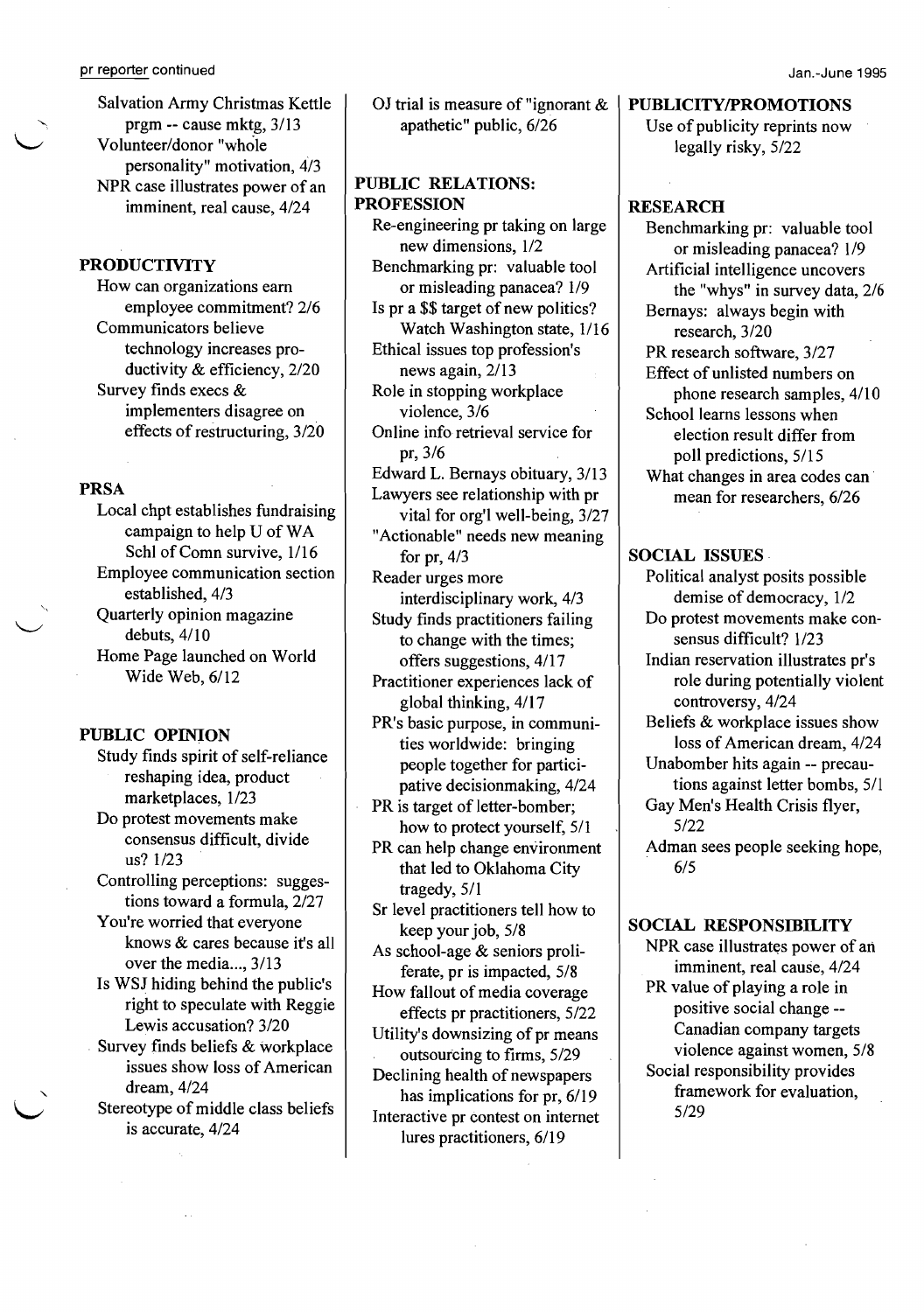Salvation Army Christmas Kettle prgm -- cause mktg, 3/13
Volunteer/donor "whole personality" motivation, 4/3
NPR case illustrates power of an imminent, real cause, 4/24

**PRODUCTIVITY**

How can organizations earn employee commitment? 2/6
Communicators believe technology increases productivity & efficiency, 2/20
Survey finds execs & implementers disagree on effects of restructuring, 3/20

**PRSA**

Local chpt establishes fundraising campaign to help U of WA Schl of Comn survive, 1/16
Employee communication section established, 4/3
Quarterly opinion magazine debuts, 4/10
Home Page launched on World Wide Web, 6/12

**PUBLIC OPINION**

Study finds spirit of self-reliance reshaping idea, product marketplaces, 1/23
Do protest movements make consensus difficult, divide us? 1/23
Controlling perceptions: suggestions toward a formula, 2/27
You're worried that everyone knows & cares because it's all over the media..., 3/13
Is WSJ hiding behind the public's right to speculate with Reggie Lewis accusation? 3/20
Survey finds beliefs & workplace issues show loss of American dream, 4/24
Stereotype of middle class beliefs is accurate, 4/24
OJ trial is measure of "ignorant & apathetic" public, 6/26

**PUBLIC RELATIONS: PROFESSION**

Re-engineering pr taking on large new dimensions, 1/2
Benchmarking pr: valuable tool or misleading panacea? 1/9
Is pr a $$ target of new politics? Watch Washington state, 1/16
Ethical issues top profession's news again, 2/13
Role in stopping workplace violence, 3/6
Online info retrieval service for pr, 3/6
Edward L. Bernays obituary, 3/13
Lawyers see relationship with pr vital for org'l well-being, 3/27
"Actionable" needs new meaning for pr, 4/3
Reader urges more interdisciplinary work, 4/3
Study finds practitioners failing to change with the times; offers suggestions, 4/17
Practitioner experiences lack of global thinking, 4/17
PR's basic purpose, in communities worldwide: bringing people together for participative decisionmaking, 4/24
PR is target of letter-bomber; how to protect yourself, 5/1
PR can help change environment that led to Oklahoma City tragedy, 5/1
Sr level practitioners tell how to keep your job, 5/8
As school-age & seniors proliferate, pr is impacted, 5/8
How fallout of media coverage effects pr practitioners, 5/22
Utility's downsizing of pr means outsourcing to firms, 5/29
Declining health of newspapers has implications for pr, 6/19
Interactive pr contest on internet lures practitioners, 6/19

**PUBLICITY/PROMOTIONS**

Use of publicity reprints now legally risky, 5/22

**RESEARCH**

Benchmarking pr: valuable tool or misleading panacea? 1/9
Artificial intelligence uncovers the "whys" in survey data, 2/6
Bernays: always begin with research, 3/20
PR research software, 3/27
Effect of unlisted numbers on phone research samples, 4/10
School learns lessons when election result differ from poll predictions, 5/15
What changes in area codes can mean for researchers, 6/26

**SOCIAL ISSUES**

Political analyst posits possible demise of democracy, 1/2
Do protest movements make consensus difficult? 1/23
Indian reservation illustrates pr's role during potentially violent controversy, 4/24
Beliefs & workplace issues show loss of American dream, 4/24
Unabomber hits again -- precautions against letter bombs, 5/1
Gay Men's Health Crisis flyer, 5/22
Adman sees people seeking hope, 6/5

**SOCIAL RESPONSIBILITY**

NPR case illustrates power of an imminent, real cause, 4/24
PR value of playing a role in positive social change -- Canadian company targets violence against women, 5/8
Social responsibility provides framework for evaluation, 5/29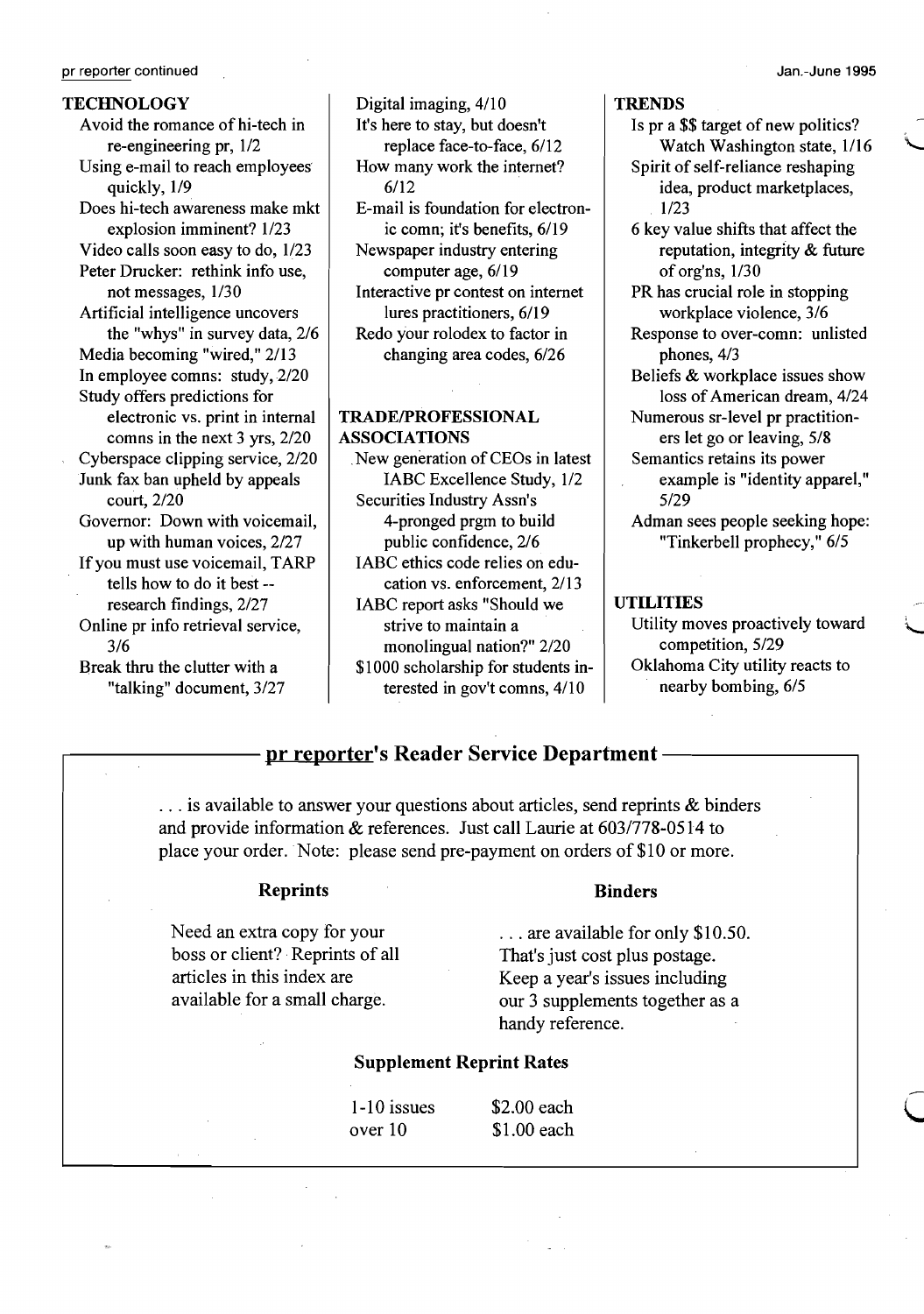## TECHNOLOGY

- Avoid the romance of hi-tech in re-engineering pr, 1/2
- Using e-mail to reach employees quickly, 1/9
- Does hi-tech awareness make mkt explosion imminent? 1/23
- Video calls soon easy to do, 1/23
- Peter Drucker: rethink info use, not messages, 1/30
- Artificial intelligence uncovers the "whys" in survey data, 2/6
- Media becoming "wired," 2/13
- In employee comns: study, 2/20
- Study offers predictions for electronic vs. print in internal comns in the next 3 yrs, 2/20
- Cyberspace clipping service, 2/20
- Junk fax ban upheld by appeals court, 2/20
- Governor: Down with voicemail, up with human voices, 2/27
- If you must use voicemail, TARP tells how to do it best -- research findings, 2/27
- Online pr info retrieval service, 3/6
- Break thru the clutter with a "talking" document, 3/27
- Digital imaging, 4/10
- It's here to stay, but doesn't replace face-to-face, 6/12
- How many work the internet? 6/12
- E-mail is foundation for electronic comn; it's benefits, 6/19
- Newspaper industry entering computer age, 6/19
- Interactive pr contest on internet lures practitioners, 6/19
- Redo your rolodex to factor in changing area codes, 6/26

## TRADE/PROFESSIONAL ASSOCIATIONS

- New generation of CEOs in latest IABC Excellence Study, 1/2
- Securities Industry Assn's 4-pronged prgm to build public confidence, 2/6
- IABC ethics code relies on education vs. enforcement, 2/13
- IABC report asks "Should we strive to maintain a monolingual nation?" 2/20
- $1000 scholarship for students interested in gov't comns, 4/10

## TRENDS

- Is pr a $$ target of new politics? Watch Washington state, 1/16
- Spirit of self-reliance reshaping idea, product marketplaces, 1/23
- 6 key value shifts that affect the reputation, integrity & future of org'ns, 1/30
- PR has crucial role in stopping workplace violence, 3/6
- Response to over-comn: unlisted phones, 4/3
- Beliefs & workplace issues show loss of American dream, 4/24
- Numerous sr-level pr practitioners let go or leaving, 5/8
- Semantics retains its power example is "identity apparel," 5/29
- Adman sees people seeking hope: "Tinkerbell prophecy," 6/5

## UTILITIES

- Utility moves proactively toward competition, 5/29
- Oklahoma City utility reacts to nearby bombing, 6/5

## pr reporter's Reader Service Department

. . . is available to answer your questions about articles, send reprints & binders and provide information & references. Just call Laurie at 603/778-0514 to place your order. Note: please send pre-payment on orders of $10 or more.

### Reprints

Need an extra copy for your boss or client? Reprints of all articles in this index are available for a small charge.

### Binders

. . . are available for only $10.50. That's just cost plus postage. Keep a year's issues including our 3 supplements together as a handy reference.

### Supplement Reprint Rates

| | |
|---|---|
| 1-10 issues | $2.00 each |
| over 10 | $1.00 each |